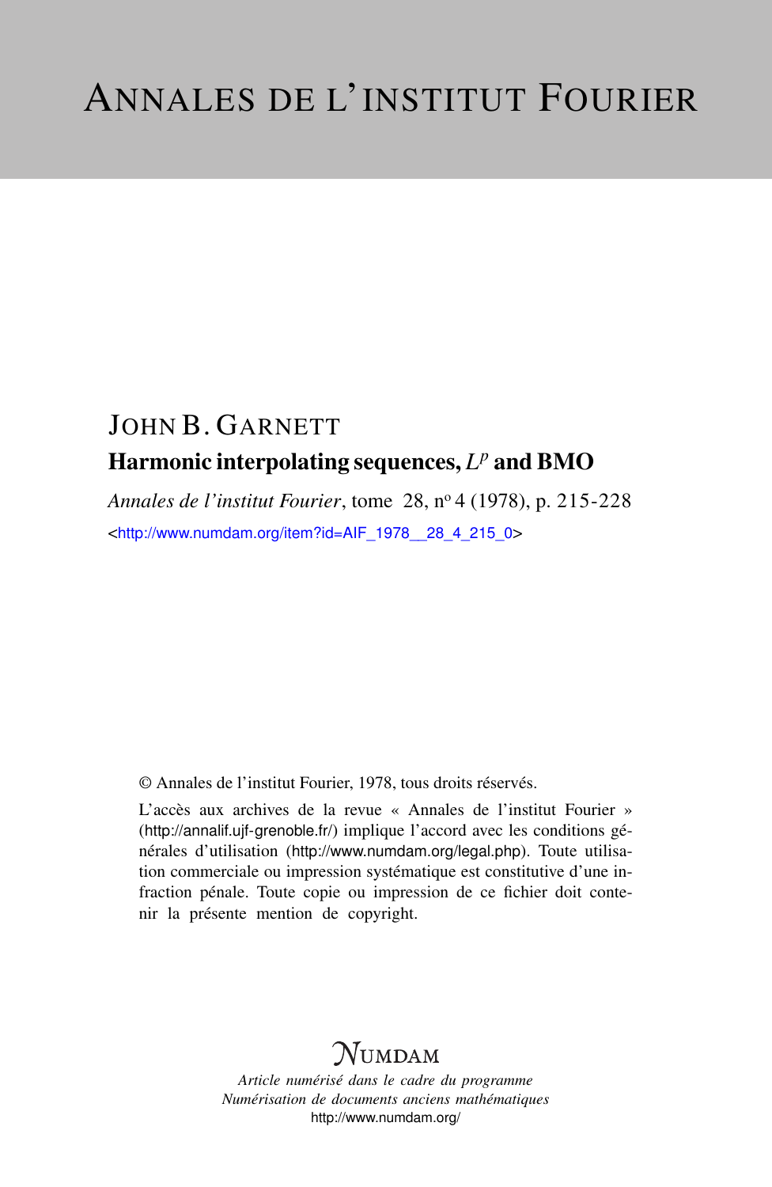# ANNALES DE L'INSTITUT FOURIER

JOHN B. GARNETT

## Harmonic interpolating sequences, $L^p$ and BMO

*Annales de l'institut Fourier*, tome 28, n° 4 (1978), p. 215-228

<http://www.numdam.org/item?id=AIF_1978__28_4_215_0>

© Annales de l'institut Fourier, 1978, tous droits réservés.

L'accès aux archives de la revue « Annales de l'institut Fourier » (http://annalif.ujf-grenoble.fr/) implique l'accord avec les conditions générales d'utilisation (http://www.numdam.org/legal.php). Toute utilisation commerciale ou impression systématique est constitutive d'une infraction pénale. Toute copie ou impression de ce fichier doit contenir la présente mention de copyright.

NUMDAM

*Article numérisé dans le cadre du programme*
*Numérisation de documents anciens mathématiques*
http://www.numdam.org/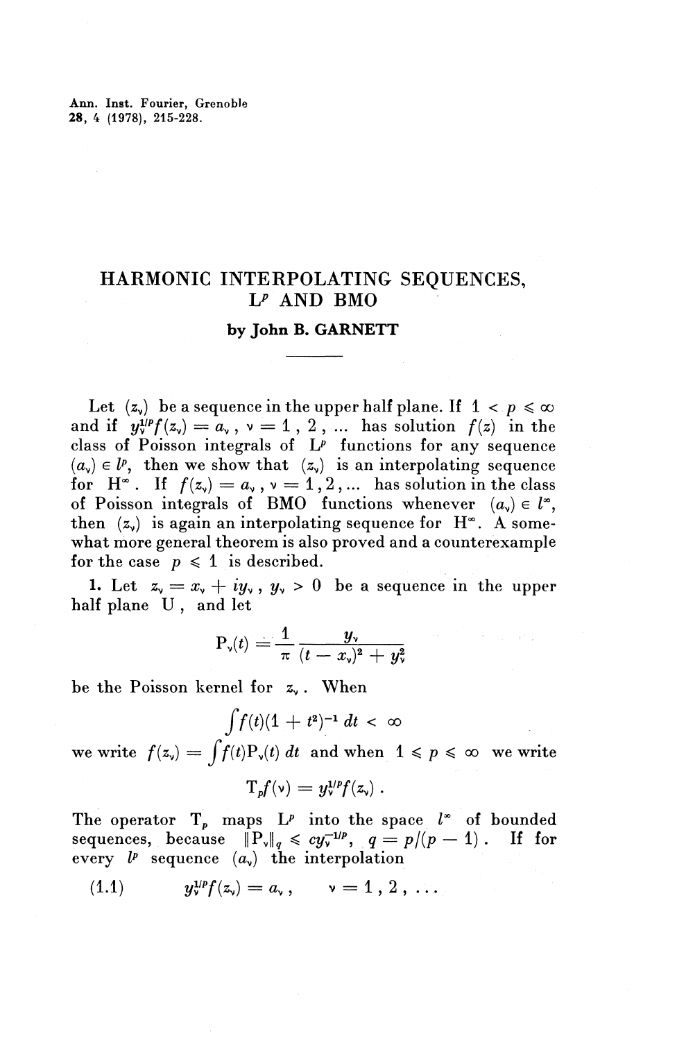Ann. Inst. Fourier, Grenoble
28, 4 (1978), 215-228.

# HARMONIC INTERPOLATING SEQUENCES, $L^p$ AND BMO

**by John B. GARNETT**

---

Let $(z_\nu)$ be a sequence in the upper half plane. If $1 < p \leqslant \infty$ and if $y_\nu^{1/p} f(z_\nu) = a_\nu$, $\nu = 1, 2, \ldots$ has solution $f(z)$ in the class of Poisson integrals of $L^p$ functions for any sequence $(a_\nu) \in l^p$, then we show that $(z_\nu)$ is an interpolating sequence for $H^\infty$. If $f(z_\nu) = a_\nu$, $\nu = 1, 2, \ldots$ has solution in the class of Poisson integrals of BMO functions whenever $(a_\nu) \in l^\infty$, then $(z_\nu)$ is again an interpolating sequence for $H^\infty$. A somewhat more general theorem is also proved and a counterexample for the case $p \leqslant 1$ is described.

**1.** Let $z_\nu = x_\nu + iy_\nu$, $y_\nu > 0$ be a sequence in the upper half plane $U$, and let

$$P_\nu(t) = \frac{1}{\pi} \frac{y_\nu}{(t - x_\nu)^2 + y_\nu^2}$$

be the Poisson kernel for $z_\nu$. When

$$\int f(t)(1 + t^2)^{-1} \, dt < \infty$$

we write $f(z_\nu) = \int f(t) P_\nu(t) \, dt$ and when $1 \leqslant p \leqslant \infty$ we write

$$T_p f(\nu) = y_\nu^{1/p} f(z_\nu).$$

The operator $T_p$ maps $L^p$ into the space $l^\infty$ of bounded sequences, because $\|P_\nu\|_q \leqslant c y_\nu^{-1/p}$, $q = p/(p-1)$. If for every $l^p$ sequence $(a_\nu)$ the interpolation

$$(1.1) \qquad y_\nu^{1/p} f(z_\nu) = a_\nu, \qquad \nu = 1, 2, \ldots$$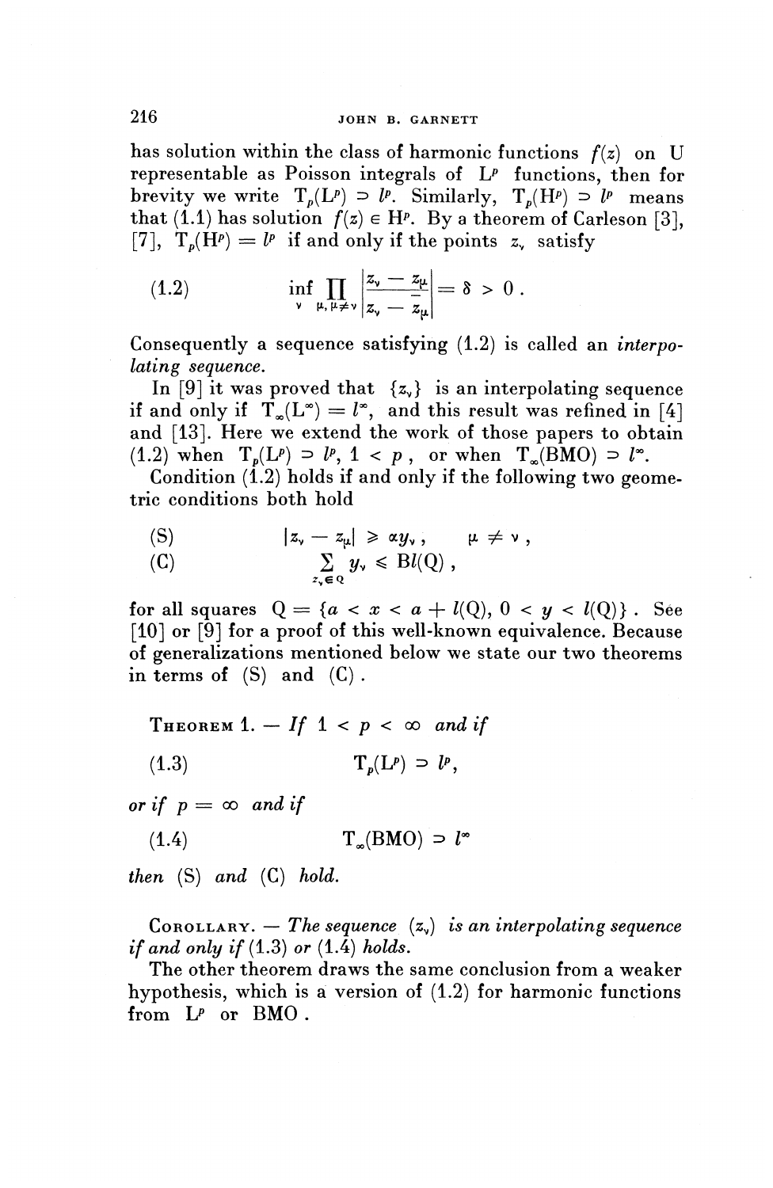has solution within the class of harmonic functions $f(z)$ on U representable as Poisson integrals of $L^p$ functions, then for brevity we write $T_p(L^p) \supset l^p$. Similarly, $T_p(H^p) \supset l^p$ means that (1.1) has solution $f(z) \in H^p$. By a theorem of Carleson [3], [7], $T_p(H^p) = l^p$ if and only if the points $z_\nu$ satisfy

$$\inf_{\nu} \prod_{\mu, \mu \neq \nu} \left| \frac{z_\nu - z_\mu}{z_\nu - \bar{z}_\mu} \right| = \delta > 0 . \tag{1.2}$$

Consequently a sequence satisfying (1.2) is called an *interpolating sequence*.

In [9] it was proved that $\{z_\nu\}$ is an interpolating sequence if and only if $T_\infty(L^\infty) = l^\infty$, and this result was refined in [4] and [13]. Here we extend the work of those papers to obtain (1.2) when $T_p(L^p) \supset l^p$, $1 < p$, or when $T_\infty(\text{BMO}) \supset l^\infty$.

Condition (1.2) holds if and only if the following two geometric conditions both hold

$$\text{(S)} \qquad |z_\nu - z_\mu| \geqslant \alpha y_\nu , \qquad \mu \neq \nu ,$$

$$\text{(C)} \qquad \sum_{z_\nu \in Q} y_\nu \leqslant B l(Q) ,$$

for all squares $Q = \{a < x < a + l(Q), 0 < y < l(Q)\}$. See [10] or [9] for a proof of this well-known equivalence. Because of generalizations mentioned below we state our two theorems in terms of (S) and (C).

THEOREM 1. — *If* $1 < p < \infty$ *and if*

$$T_p(L^p) \supset l^p, \tag{1.3}$$

*or if* $p = \infty$ *and if*

$$T_\infty(\text{BMO}) \supset l^\infty \tag{1.4}$$

*then* (S) *and* (C) *hold.*

COROLLARY. — *The sequence* $(z_\nu)$ *is an interpolating sequence if and only if* (1.3) *or* (1.4) *holds.*

The other theorem draws the same conclusion from a weaker hypothesis, which is a version of (1.2) for harmonic functions from $L^p$ or BMO.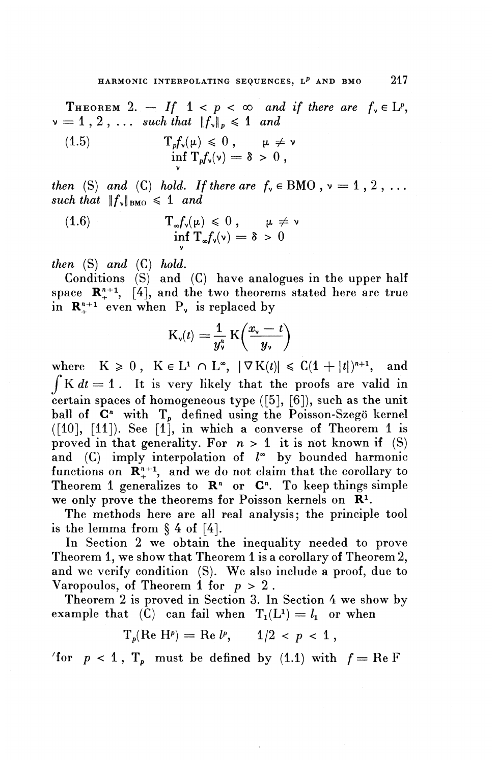**Theorem 2.** — *If* $1 < p < \infty$ *and if there are* $f_\nu \in L^p$, $\nu = 1, 2, \ldots$ *such that* $\|f_\nu\|_p \leqslant 1$ *and*

$$
\begin{aligned}
(1.5) \qquad & T_p f_\nu(\mu) \leqslant 0, \qquad \mu \neq \nu \\
& \inf_\nu T_p f_\nu(\nu) = \delta > 0,
\end{aligned}
$$

*then* (S) *and* (C) *hold. If there are* $f_\nu \in$ BMO, $\nu = 1, 2, \ldots$ *such that* $\|f_\nu\|_{\mathrm{BMO}} \leqslant 1$ *and*

$$
\begin{aligned}
(1.6) \qquad & T_\infty f_\nu(\mu) \leqslant 0, \qquad \mu \neq \nu \\
& \inf_\nu T_\infty f_\nu(\nu) = \delta > 0
\end{aligned}
$$

*then* (S) *and* (C) *hold.*

Conditions (S) and (C) have analogues in the upper half space $\mathbf{R}^{n+1}_+$, [4], and the two theorems stated here are true in $\mathbf{R}^{n+1}_+$ even when $P_\nu$ is replaced by

$$K_\nu(t) = \frac{1}{y_\nu^n} K\left(\frac{x_\nu - t}{y_\nu}\right)$$

where $K \geqslant 0$, $K \in L^1 \cap L^\infty$, $|\nabla K(t)| \leqslant C(1 + |t|)^{n+1}$, and $\int K\, dt = 1$. It is very likely that the proofs are valid in certain spaces of homogeneous type ([5], [6]), such as the unit ball of $\mathbf{C}^n$ with $T_p$ defined using the Poisson-Szegö kernel ([10], [11]). See [1], in which a converse of Theorem 1 is proved in that generality. For $n > 1$ it is not known if (S) and (C) imply interpolation of $l^\infty$ by bounded harmonic functions on $\mathbf{R}^{n+1}_+$, and we do not claim that the corollary to Theorem 1 generalizes to $\mathbf{R}^n$ or $\mathbf{C}^n$. To keep things simple we only prove the theorems for Poisson kernels on $\mathbf{R}^1$.

The methods here are all real analysis; the principle tool is the lemma from § 4 of [4].

In Section 2 we obtain the inequality needed to prove Theorem 1, we show that Theorem 1 is a corollary of Theorem 2, and we verify condition (S). We also include a proof, due to Varopoulos, of Theorem 1 for $p > 2$.

Theorem 2 is proved in Section 3. In Section 4 we show by example that (C) can fail when $T_1(L^1) = l_1$ or when

$$T_p(\operatorname{Re} H^p) = \operatorname{Re} l^p, \qquad 1/2 < p < 1,$$

'for $p < 1$, $T_p$ must be defined by (1.1) with $f = \operatorname{Re} F$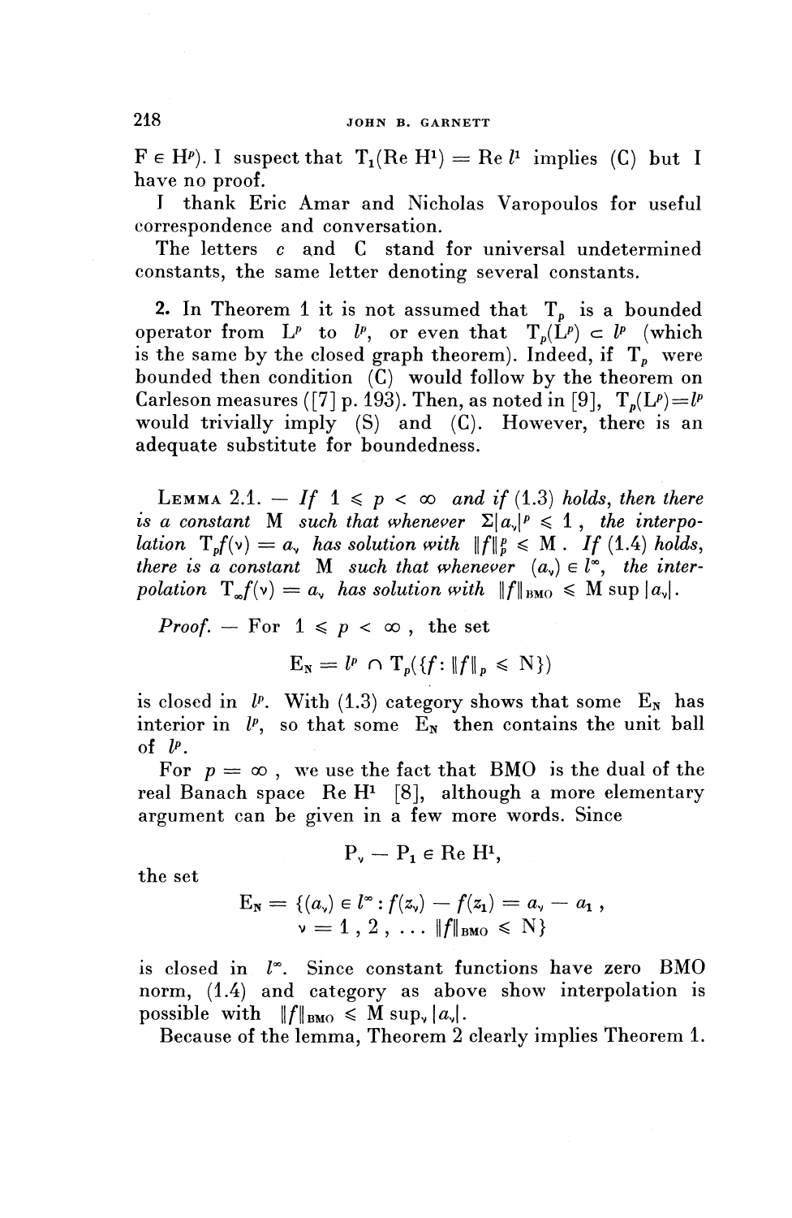$F \in H^p$). I suspect that $T_1(\operatorname{Re} H^1) = \operatorname{Re} l^1$ implies (C) but I have no proof.

I thank Eric Amar and Nicholas Varopoulos for useful correspondence and conversation.

The letters $c$ and $C$ stand for universal undetermined constants, the same letter denoting several constants.

**2.** In Theorem 1 it is not assumed that $T_p$ is a bounded operator from $L^p$ to $l^p$, or even that $T_p(L^p) \subset l^p$ (which is the same by the closed graph theorem). Indeed, if $T_p$ were bounded then condition (C) would follow by the theorem on Carleson measures ([7] p. 193). Then, as noted in [9], $T_p(L^p) = l^p$ would trivially imply (S) and (C). However, there is an adequate substitute for boundedness.

LEMMA 2.1. — *If $1 \leqslant p < \infty$ and if (1.3) holds, then there is a constant M such that whenever $\Sigma |a_\nu|^p \leqslant 1$, the interpolation $T_p f(\nu) = a_\nu$ has solution with $\|f\|_p^p \leqslant M$. If (1.4) holds, there is a constant M such that whenever $(a_\nu) \in l^\infty$, the interpolation $T_\infty f(\nu) = a_\nu$ has solution with $\|f\|_{\text{BMO}} \leqslant M \sup |a_\nu|$.*

*Proof.* — For $1 \leqslant p < \infty$, the set

$$E_N = l^p \cap T_p(\{f : \|f\|_p \leqslant N\})$$

is closed in $l^p$. With (1.3) category shows that some $E_N$ has interior in $l^p$, so that some $E_N$ then contains the unit ball of $l^p$.

For $p = \infty$, we use the fact that BMO is the dual of the real Banach space $\operatorname{Re} H^1$ [8], although a more elementary argument can be given in a few more words. Since

$$P_\nu - P_1 \in \operatorname{Re} H^1,$$

the set

$$E_N = \{(a_\nu) \in l^\infty : f(z_\nu) - f(z_1) = a_\nu - a_1 , \\ \nu = 1, 2, \ldots \ \|f\|_{\text{BMO}} \leqslant N\}$$

is closed in $l^\infty$. Since constant functions have zero BMO norm, (1.4) and category as above show interpolation is possible with $\|f\|_{\text{BMO}} \leqslant M \sup_\nu |a_\nu|$.

Because of the lemma, Theorem 2 clearly implies Theorem 1.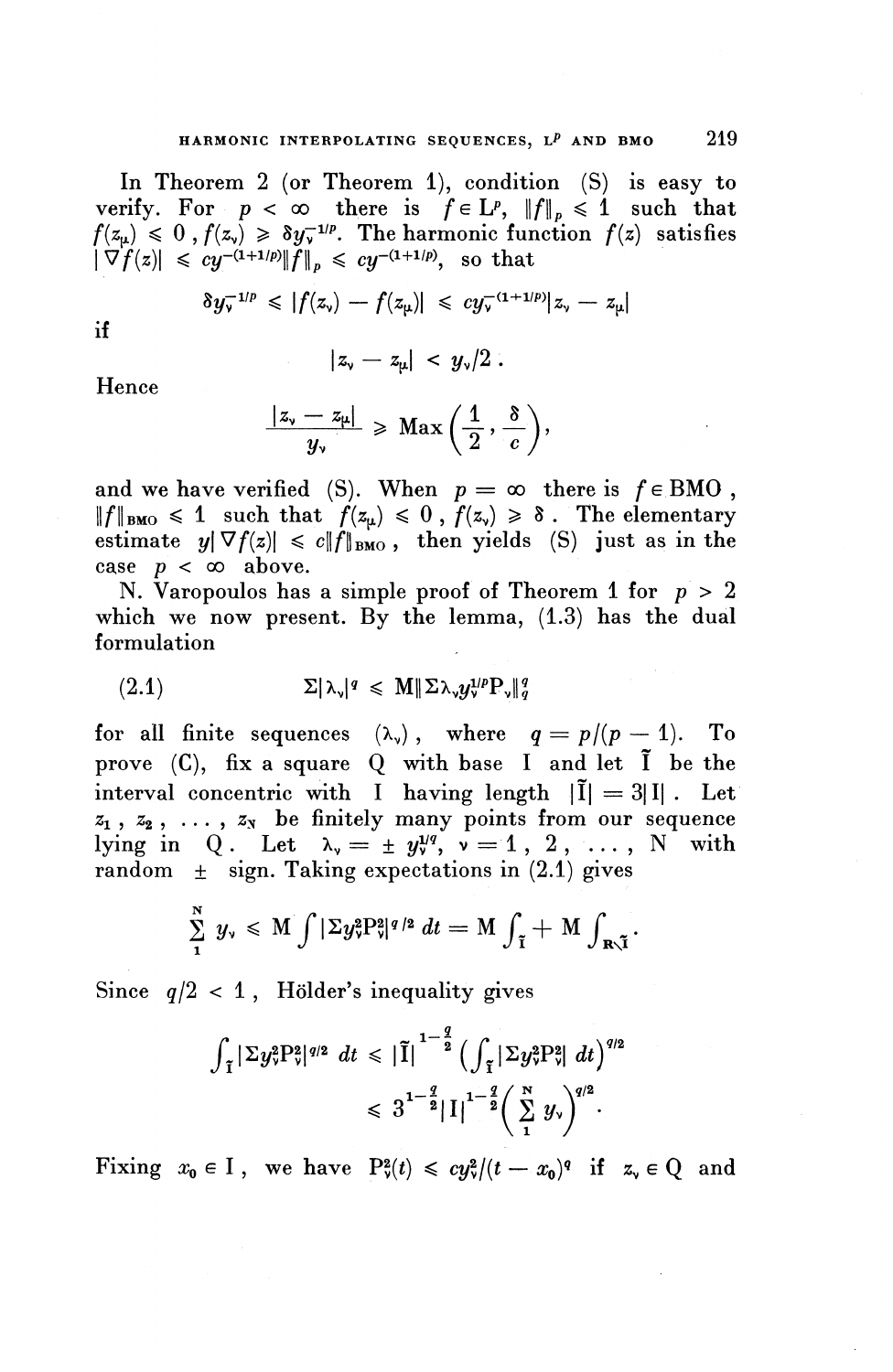In Theorem 2 (or Theorem 1), condition (S) is easy to verify. For $p < \infty$ there is $f \in L^p$, $\|f\|_p \leqslant 1$ such that $f(z_\mu) \leqslant 0$, $f(z_\nu) \geqslant \delta y_\nu^{-1/p}$. The harmonic function $f(z)$ satisfies $|\nabla f(z)| \leqslant c y^{-(1+1/p)}\|f\|_p \leqslant c y^{-(1+1/p)}$, so that

$$\delta y_\nu^{-1/p} \leqslant |f(z_\nu) - f(z_\mu)| \leqslant c y_\nu^{-(1+1/p)}|z_\nu - z_\mu|$$

if

$$|z_\nu - z_\mu| < y_\nu/2 .$$

Hence

$$\frac{|z_\nu - z_\mu|}{y_\nu} \geqslant \operatorname{Max}\left(\frac{1}{2}, \frac{\delta}{c}\right),$$

and we have verified (S). When $p = \infty$ there is $f \in \mathrm{BMO}$, $\|f\|_{\mathrm{BMO}} \leqslant 1$ such that $f(z_\mu) \leqslant 0$, $f(z_\nu) \geqslant \delta$. The elementary estimate $y|\nabla f(z)| \leqslant c\|f\|_{\mathrm{BMO}}$, then yields (S) just as in the case $p < \infty$ above.

N. Varopoulos has a simple proof of Theorem 1 for $p > 2$ which we now present. By the lemma, (1.3) has the dual formulation

$$\Sigma|\lambda_\nu|^q \leqslant \mathrm{M}\|\Sigma\lambda_\nu y_\nu^{1/p}\mathrm{P}_\nu\|_q^q \tag{2.1}$$

for all finite sequences $(\lambda_\nu)$, where $q = p/(p-1)$. To prove (C), fix a square Q with base I and let $\tilde{\mathrm{I}}$ be the interval concentric with I having length $|\tilde{\mathrm{I}}| = 3|\mathrm{I}|$. Let $z_1, z_2, \ldots, z_N$ be finitely many points from our sequence lying in Q. Let $\lambda_\nu = \pm\, y_\nu^{1/q}$, $\nu = 1, 2, \ldots, N$ with random $\pm$ sign. Taking expectations in (2.1) gives

$$\sum_1^N y_\nu \leqslant \mathrm{M}\int|\Sigma y_\nu^2\mathrm{P}_\nu^2|^{q/2}\,dt = \mathrm{M}\int_{\tilde{\mathrm{I}}} + \mathrm{M}\int_{\mathbf{R}\setminus\tilde{\mathrm{I}}}.$$

Since $q/2 < 1$, Hölder's inequality gives

$$\int_{\tilde{\mathrm{I}}}|\Sigma y_\nu^2\mathrm{P}_\nu^2|^{q/2}\,dt \leqslant |\tilde{\mathrm{I}}|^{1-\frac{q}{2}}\left(\int_{\tilde{\mathrm{I}}}|\Sigma y_\nu^2\mathrm{P}_\nu^2|\,dt\right)^{q/2}$$
$$\leqslant 3^{1-\frac{q}{2}}|\mathrm{I}|^{1-\frac{q}{2}}\left(\sum_1^N y_\nu\right)^{q/2}.$$

Fixing $x_0 \in \mathrm{I}$, we have $\mathrm{P}_\nu^2(t) \leqslant c y_\nu^2/(t-x_0)^q$ if $z_\nu \in \mathrm{Q}$ and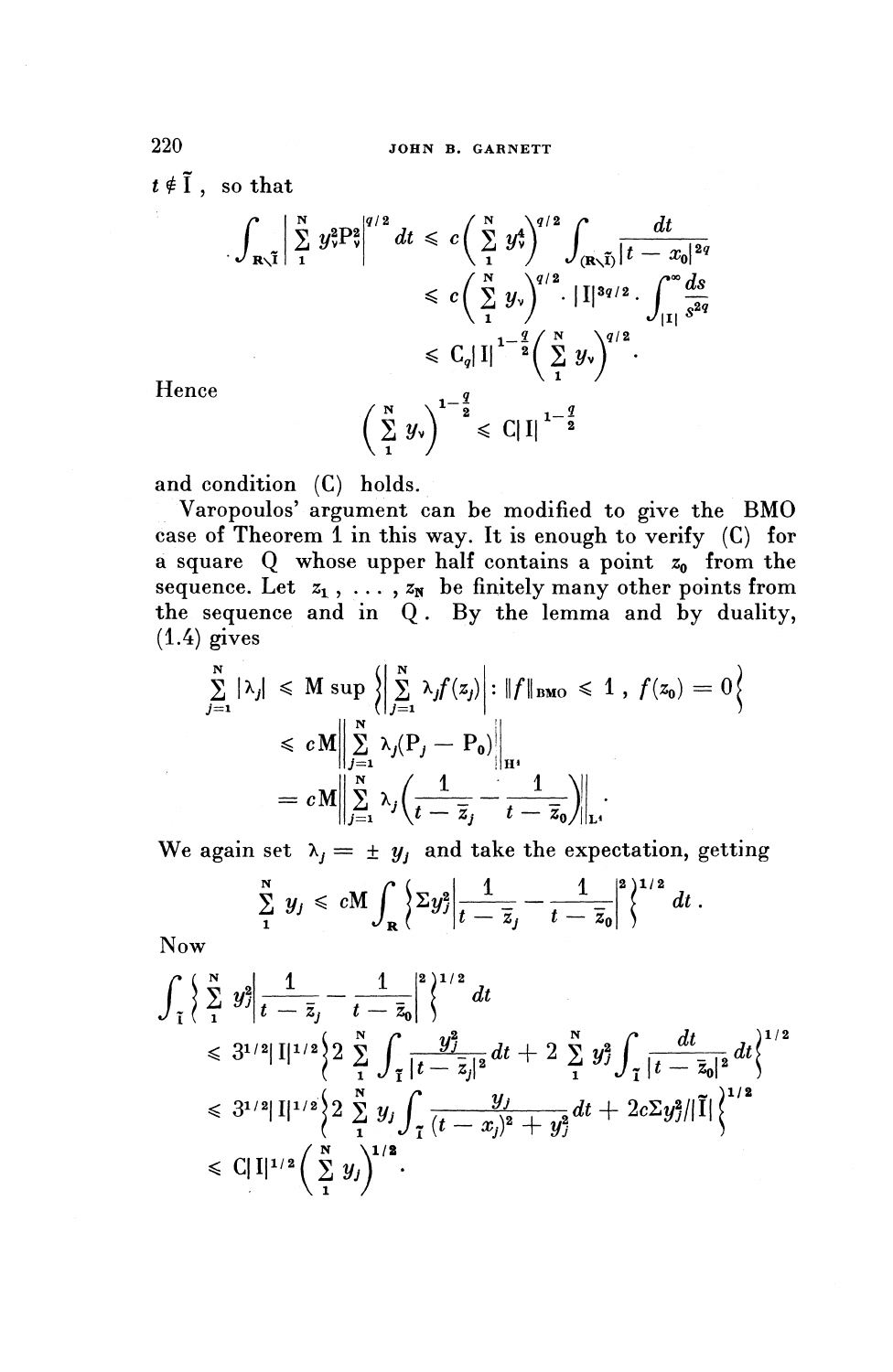$t \notin \tilde{\mathrm{I}}$, so that

$$
\begin{aligned}
\int_{\mathbf{R}\setminus\tilde{\mathrm{I}}} \left| \sum_{1}^{\mathrm{N}} y_\nu^2 \mathrm{P}_\nu^2 \right|^{q/2} dt &\leqslant c\left( \sum_{1}^{\mathrm{N}} y_\nu^4 \right)^{q/2} \int_{(\mathbf{R}\setminus\tilde{\mathrm{I}})} \frac{dt}{|t - x_0|^{2q}} \\
&\leqslant c\left( \sum_{1}^{\mathrm{N}} y_\nu \right)^{q/2} \cdot |\mathrm{I}|^{3q/2} \cdot \int_{|\mathrm{I}|}^{\infty} \frac{ds}{s^{2q}} \\
&\leqslant \mathrm{C}_q |\mathrm{I}|^{1-\frac{q}{2}} \left( \sum_{1}^{\mathrm{N}} y_\nu \right)^{q/2}.
\end{aligned}
$$

Hence

$$
\left( \sum_{1}^{\mathrm{N}} y_\nu \right)^{1-\frac{q}{2}} \leqslant \mathrm{C}|\mathrm{I}|^{1-\frac{q}{2}}
$$

and condition (C) holds.

Varopoulos' argument can be modified to give the BMO case of Theorem 1 in this way. It is enough to verify (C) for a square Q whose upper half contains a point $z_0$ from the sequence. Let $z_1, \ldots, z_{\mathrm{N}}$ be finitely many other points from the sequence and in Q. By the lemma and by duality, (1.4) gives

$$
\begin{aligned}
\sum_{j=1}^{\mathrm{N}} |\lambda_j| &\leqslant \mathrm{M} \sup \left\{ \left| \sum_{j=1}^{\mathrm{N}} \lambda_j f(z_j) \right| : \|f\|_{\mathrm{BMO}} \leqslant 1 \, , \, f(z_0) = 0 \right\} \\
&\leqslant c\mathrm{M} \left\| \sum_{j=1}^{\mathrm{N}} \lambda_j (\mathrm{P}_j - \mathrm{P}_0) \right\|_{\mathrm{H}^1} \\
&= c\mathrm{M} \left\| \sum_{j=1}^{\mathrm{N}} \lambda_j \left( \frac{1}{t - \bar{z}_j} - \frac{1}{t - \bar{z}_0} \right) \right\|_{\mathrm{L}^1}.
\end{aligned}
$$

We again set $\lambda_j = \pm\, y_j$ and take the expectation, getting

$$
\sum_{1}^{\mathrm{N}} y_j \leqslant c\mathrm{M} \int_{\mathbf{R}} \left\{ \Sigma y_j^2 \left| \frac{1}{t - \bar{z}_j} - \frac{1}{t - \bar{z}_0} \right|^2 \right\}^{1/2} dt .
$$

Now

$$
\begin{aligned}
&\int_{\tilde{\mathrm{I}}} \left\{ \sum_{1}^{\mathrm{N}} y_j^2 \left| \frac{1}{t - \bar{z}_j} - \frac{1}{t - \bar{z}_0} \right|^2 \right\}^{1/2} dt \\
&\leqslant 3^{1/2} |\mathrm{I}|^{1/2} \left\{ 2 \sum_{1}^{\mathrm{N}} \int_{\tilde{\mathrm{I}}} \frac{y_j^2}{|t - \bar{z}_j|^2} dt + 2 \sum_{1}^{\mathrm{N}} y_j^2 \int_{\tilde{\mathrm{I}}} \frac{dt}{|t - \bar{z}_0|^2} dt \right\}^{1/2} \\
&\leqslant 3^{1/2} |\mathrm{I}|^{1/2} \left\{ 2 \sum_{1}^{\mathrm{N}} y_j \int_{\tilde{\mathrm{I}}} \frac{y_j}{(t - x_j)^2 + y_j^2} dt + 2c\Sigma y_j^2/|\tilde{\mathrm{I}}| \right\}^{1/2} \\
&\leqslant \mathrm{C}|\mathrm{I}|^{1/2} \left( \sum_{1}^{\mathrm{N}} y_j \right)^{1/2}.
\end{aligned}
$$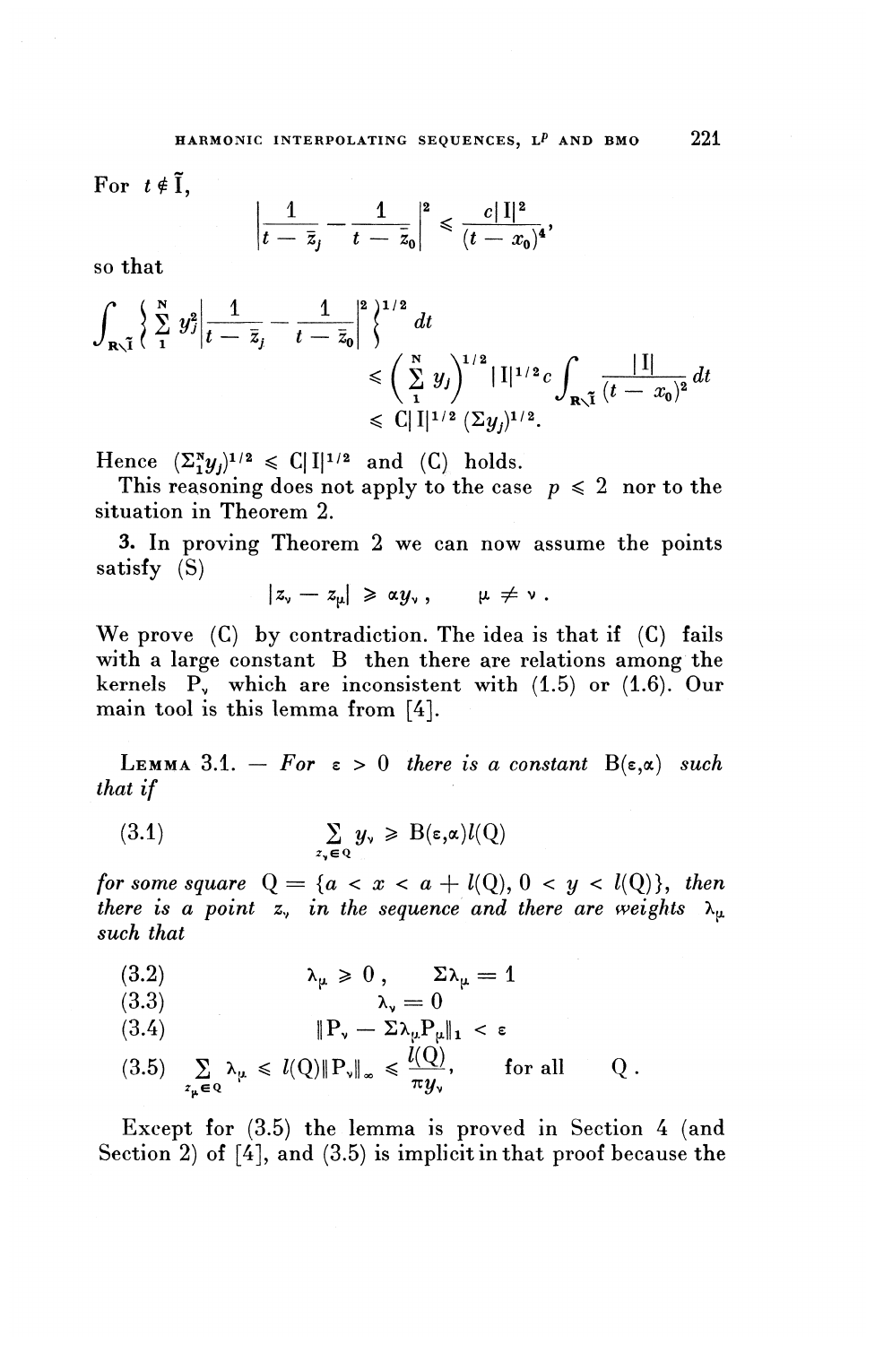For $t \notin \tilde{I}$,

$$\left| \frac{1}{t - \bar{z}_j} - \frac{1}{t - \bar{z}_0} \right|^2 \leqslant \frac{c|I|^2}{(t - x_0)^4},$$

so that

$$\int_{\mathbf{R} \setminus \tilde{I}} \left\{ \sum_1^N y_j^2 \left| \frac{1}{t - \bar{z}_j} - \frac{1}{t - \bar{z}_0} \right|^2 \right\}^{1/2} dt$$
$$\leqslant \left( \sum_1^N y_j \right)^{1/2} |I|^{1/2} c \int_{\mathbf{R} \setminus \tilde{I}} \frac{|I|}{(t - x_0)^2} dt$$
$$\leqslant C|I|^{1/2} (\Sigma y_j)^{1/2}.$$

Hence $(\Sigma_1^N y_j)^{1/2} \leqslant C|I|^{1/2}$ and (C) holds.

This reasoning does not apply to the case $p \leqslant 2$ nor to the situation in Theorem 2.

**3.** In proving Theorem 2 we can now assume the points satisfy (S)

$$|z_\nu - z_\mu| \geqslant \alpha y_\nu, \qquad \mu \neq \nu.$$

We prove (C) by contradiction. The idea is that if (C) fails with a large constant B then there are relations among the kernels $P_\nu$ which are inconsistent with (1.5) or (1.6). Our main tool is this lemma from [4].

**Lemma 3.1.** — *For* $\varepsilon > 0$ *there is a constant* $B(\varepsilon, \alpha)$ *such that if*

$$\sum_{z_\nu \in Q} y_\nu \geqslant B(\varepsilon, \alpha) l(Q) \tag{3.1}$$

*for some square* $Q = \{a < x < a + l(Q), 0 < y < l(Q)\}$, *then there is a point* $z_\nu$ *in the sequence and there are weights* $\lambda_\mu$ *such that*

$$\lambda_\mu \geqslant 0, \qquad \Sigma \lambda_\mu = 1 \tag{3.2}$$

$$\lambda_\nu = 0 \tag{3.3}$$

$$\|P_\nu - \Sigma \lambda_\mu P_\mu\|_1 < \varepsilon \tag{3.4}$$

$$\sum_{z_\mu \in Q} \lambda_\mu \leqslant l(Q) \|P_\nu\|_\infty \leqslant \frac{l(Q)}{\pi y_\nu}, \qquad \text{for all} \quad Q. \tag{3.5}$$

Except for (3.5) the lemma is proved in Section 4 (and Section 2) of [4], and (3.5) is implicit in that proof because the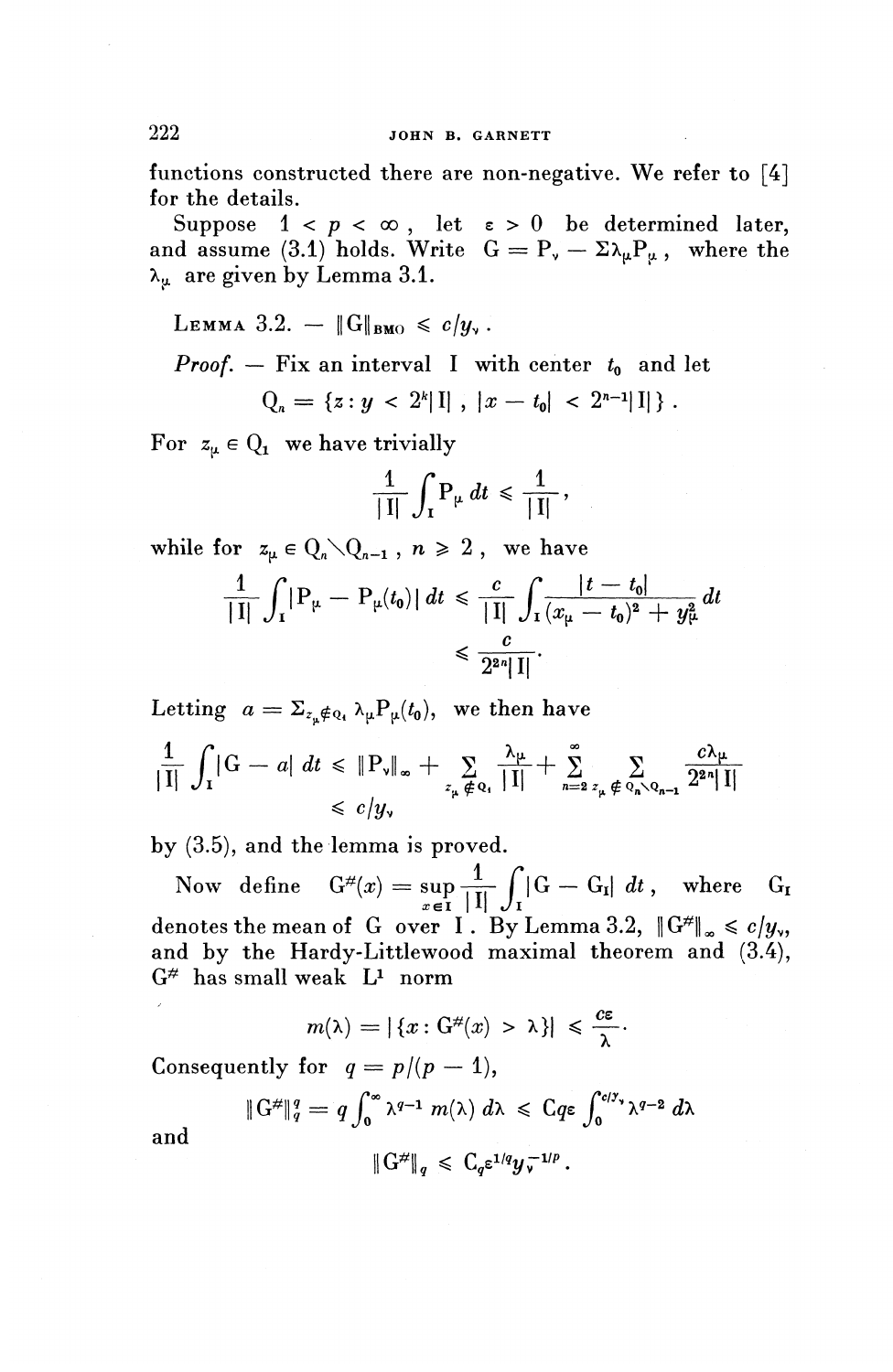functions constructed there are non-negative. We refer to [4] for the details.

Suppose $1 < p < \infty$, let $\varepsilon > 0$ be determined later, and assume (3.1) holds. Write $G = P_\nu - \Sigma\lambda_\mu P_\mu$, where the $\lambda_\mu$ are given by Lemma 3.1.

LEMMA 3.2. — $\|G\|_{\mathrm{BMO}} \leqslant c/y_\nu$.

*Proof.* — Fix an interval I with center $t_0$ and let

$$Q_n = \{z : y < 2^k|I| \, , \, |x - t_0| < 2^{n-1}|I|\} .$$

For $z_\mu \in Q_1$ we have trivially

$$\frac{1}{|I|}\int_I P_\mu \, dt \leqslant \frac{1}{|I|},$$

while for $z_\mu \in Q_n \setminus Q_{n-1}$, $n \geqslant 2$, we have

$$\frac{1}{|I|}\int_I |P_\mu - P_\mu(t_0)| \, dt \leqslant \frac{c}{|I|}\int_I \frac{|t - t_0|}{(x_\mu - t_0)^2 + y_\mu^2} \, dt \leqslant \frac{c}{2^{2n}|I|}.$$

Letting $a = \Sigma_{z_\mu \notin Q_1} \lambda_\mu P_\mu(t_0)$, we then have

$$\frac{1}{|I|}\int_I |G - a| \, dt \leqslant \|P_\nu\|_\infty + \sum_{z_\mu \notin Q_1} \frac{\lambda_\mu}{|I|} + \sum_{n=2}^{\infty} \sum_{z_\mu \notin Q_n \setminus Q_{n-1}} \frac{c\lambda_\mu}{2^{2n}|I|} \leqslant c/y_\nu$$

by (3.5), and the lemma is proved.

Now define $G^{\#}(x) = \sup_{x \in I} \frac{1}{|I|}\int_I |G - G_I| \, dt$, where $G_I$ denotes the mean of G over I. By Lemma 3.2, $\|G^{\#}\|_\infty \leqslant c/y_\nu$, and by the Hardy-Littlewood maximal theorem and (3.4), $G^{\#}$ has small weak $L^1$ norm

$$m(\lambda) = |\{x : G^{\#}(x) > \lambda\}| \leqslant \frac{c\varepsilon}{\lambda}.$$

Consequently for $q = p/(p-1)$,

$$\|G^{\#}\|_q^q = q\int_0^\infty \lambda^{q-1} \, m(\lambda) \, d\lambda \leqslant Cq\varepsilon \int_0^{c/y_\nu} \lambda^{q-2} \, d\lambda$$

and

$$\|G^{\#}\|_q \leqslant C_q \varepsilon^{1/q} y_\nu^{-1/p}.$$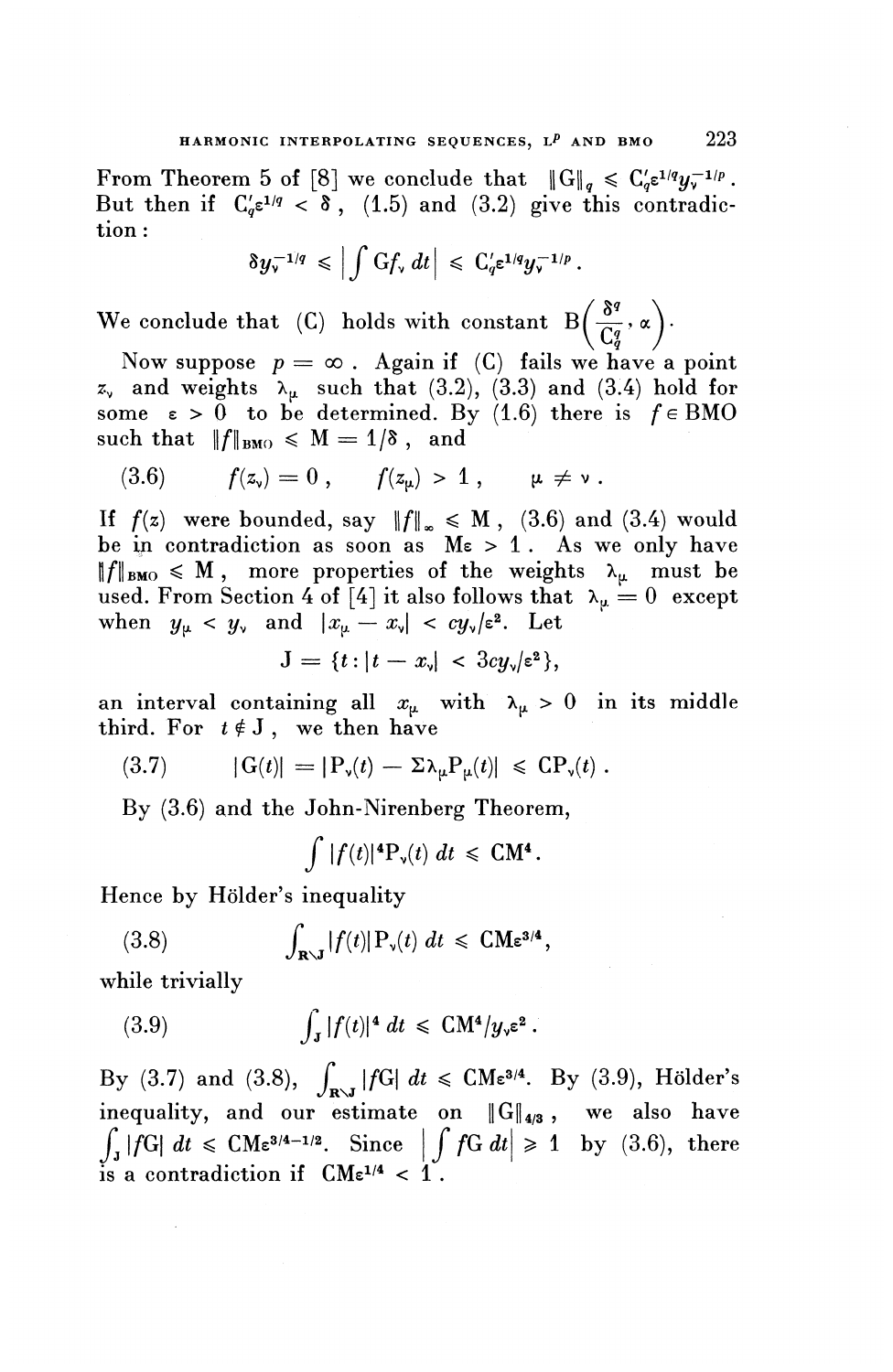From Theorem 5 of [8] we conclude that $\|G\|_q \leqslant C'_q \varepsilon^{1/q} y_\nu^{-1/p}$. But then if $C'_q \varepsilon^{1/q} < \delta$, (1.5) and (3.2) give this contradiction:

$$\delta y_\nu^{-1/q} \leqslant \left| \int G f_\nu \, dt \right| \leqslant C'_q \varepsilon^{1/q} y_\nu^{-1/p}.$$

We conclude that (C) holds with constant $B\left(\frac{\delta^q}{C_q^q}, \alpha\right)$.

Now suppose $p = \infty$. Again if (C) fails we have a point $z_\nu$ and weights $\lambda_\mu$ such that (3.2), (3.3) and (3.4) hold for some $\varepsilon > 0$ to be determined. By (1.6) there is $f \in \mathrm{BMO}$ such that $\|f\|_{\mathrm{BMO}} \leqslant M = 1/\delta$, and

$$f(z_\nu) = 0, \quad f(z_\mu) > 1, \quad \mu \neq \nu. \tag{3.6}$$

If $f(z)$ were bounded, say $\|f\|_\infty \leqslant M$, (3.6) and (3.4) would be in contradiction as soon as $M\varepsilon > 1$. As we only have $\|f\|_{\mathrm{BMO}} \leqslant M$, more properties of the weights $\lambda_\mu$ must be used. From Section 4 of [4] it also follows that $\lambda_\mu = 0$ except when $y_\mu < y_\nu$ and $|x_\mu - x_\nu| < c y_\nu / \varepsilon^2$. Let

$$J = \{t : |t - x_\nu| < 3 c y_\nu / \varepsilon^2\},$$

an interval containing all $x_\mu$ with $\lambda_\mu > 0$ in its middle third. For $t \notin J$, we then have

$$|G(t)| = |P_\nu(t) - \Sigma \lambda_\mu P_\mu(t)| \leqslant C P_\nu(t). \tag{3.7}$$

By (3.6) and the John-Nirenberg Theorem,

$$\int |f(t)|^4 P_\nu(t) \, dt \leqslant C M^4.$$

Hence by Hölder's inequality

$$\int_{\mathbf{R} \setminus J} |f(t)| P_\nu(t) \, dt \leqslant C M \varepsilon^{3/4}, \tag{3.8}$$

while trivially

$$\int_J |f(t)|^4 \, dt \leqslant C M^4 / y_\nu \varepsilon^2. \tag{3.9}$$

By (3.7) and (3.8), $\int_{\mathbf{R} \setminus J} |fG| \, dt \leqslant C M \varepsilon^{3/4}$. By (3.9), Hölder's inequality, and our estimate on $\|G\|_{4/3}$, we also have $\int_J |fG| \, dt \leqslant C M \varepsilon^{3/4 - 1/2}$. Since $\left| \int fG \, dt \right| \geqslant 1$ by (3.6), there is a contradiction if $C M \varepsilon^{1/4} < 1$.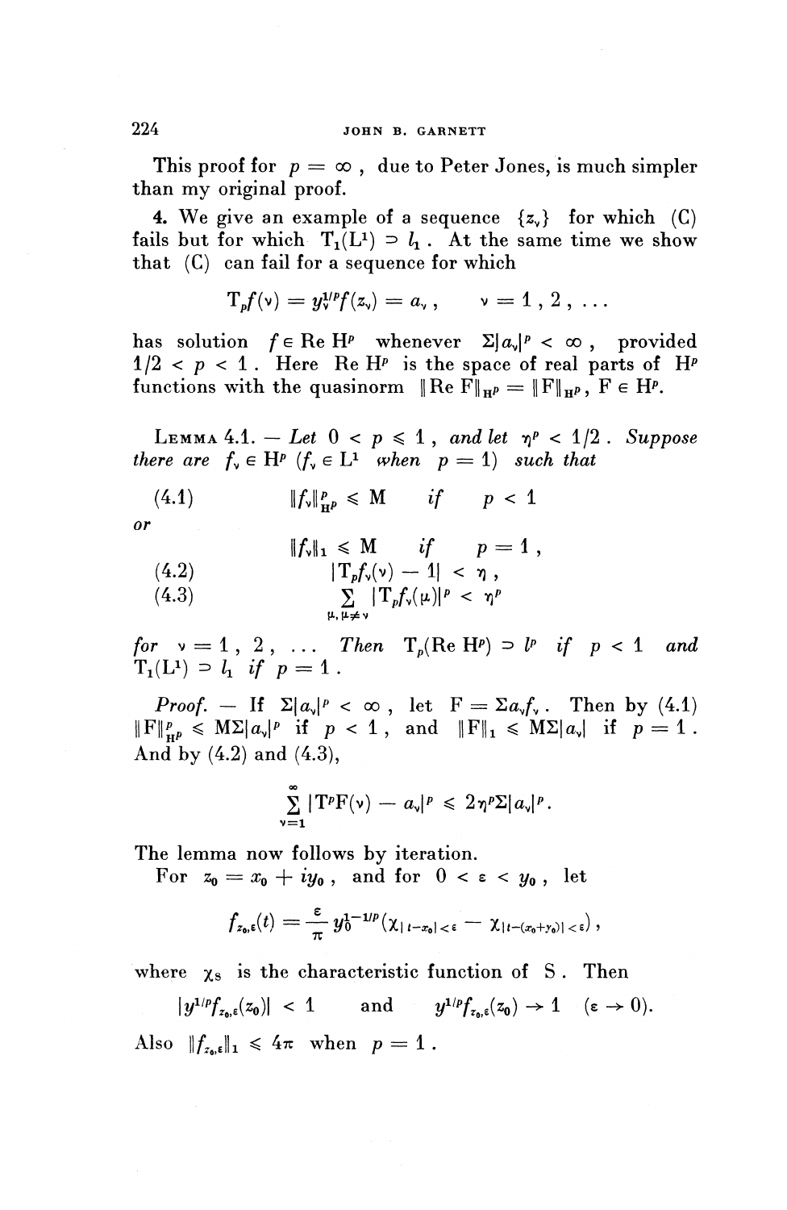This proof for $p = \infty$, due to Peter Jones, is much simpler than my original proof.

4. We give an example of a sequence $\{z_\nu\}$ for which (C) fails but for which $T_1(L^1) \supset l_1$. At the same time we show that (C) can fail for a sequence for which

$$T_p f(\nu) = y_\nu^{1/p} f(z_\nu) = a_\nu, \qquad \nu = 1, 2, \ldots$$

has solution $f \in \operatorname{Re} H^p$ whenever $\Sigma |a_\nu|^p < \infty$, provided $1/2 < p < 1$. Here $\operatorname{Re} H^p$ is the space of real parts of $H^p$ functions with the quasinorm $\|\operatorname{Re} F\|_{H^p} = \|F\|_{H^p}$, $F \in H^p$.

LEMMA 4.1. — *Let $0 < p \leqslant 1$, and let $\eta^p < 1/2$. Suppose there are $f_\nu \in H^p$ ($f_\nu \in L^1$ when $p = 1$) such that*

$$\|f_\nu\|_{H^p}^p \leqslant M \quad \textit{if} \quad p < 1 \tag{4.1}$$

*or*

$$\|f_\nu\|_1 \leqslant M \quad \textit{if} \quad p = 1,$$

$$|T_p f_\nu(\nu) - 1| < \eta, \tag{4.2}$$

$$\sum_{\mu, \mu \neq \nu} |T_p f_\nu(\mu)|^p < \eta^p \tag{4.3}$$

*for $\nu = 1, 2, \ldots$ Then $T_p(\operatorname{Re} H^p) \supset l^p$ if $p < 1$ and $T_1(L^1) \supset l_1$ if $p = 1$.*

*Proof.* — If $\Sigma |a_\nu|^p < \infty$, let $F = \Sigma a_\nu f_\nu$. Then by (4.1) $\|F\|_{H^p}^p \leqslant M \Sigma |a_\nu|^p$ if $p < 1$, and $\|F\|_1 \leqslant M \Sigma |a_\nu|$ if $p = 1$. And by (4.2) and (4.3),

$$\sum_{\nu=1}^{\infty} |T^p F(\nu) - a_\nu|^p \leqslant 2\eta^p \Sigma |a_\nu|^p.$$

The lemma now follows by iteration.

For $z_0 = x_0 + iy_0$, and for $0 < \varepsilon < y_0$, let

$$f_{z_0,\varepsilon}(t) = \frac{\varepsilon}{\pi} y_0^{1-1/p} (\chi_{|t - x_0| < \varepsilon} - \chi_{|t - (x_0 + y_0)| < \varepsilon}),$$

where $\chi_S$ is the characteristic function of $S$. Then

$$|y^{1/p} f_{z_0,\varepsilon}(z_0)| < 1 \qquad \text{and} \qquad y^{1/p} f_{z_0,\varepsilon}(z_0) \to 1 \quad (\varepsilon \to 0).$$

Also $\|f_{z_0,\varepsilon}\|_1 \leqslant 4\pi$ when $p = 1$.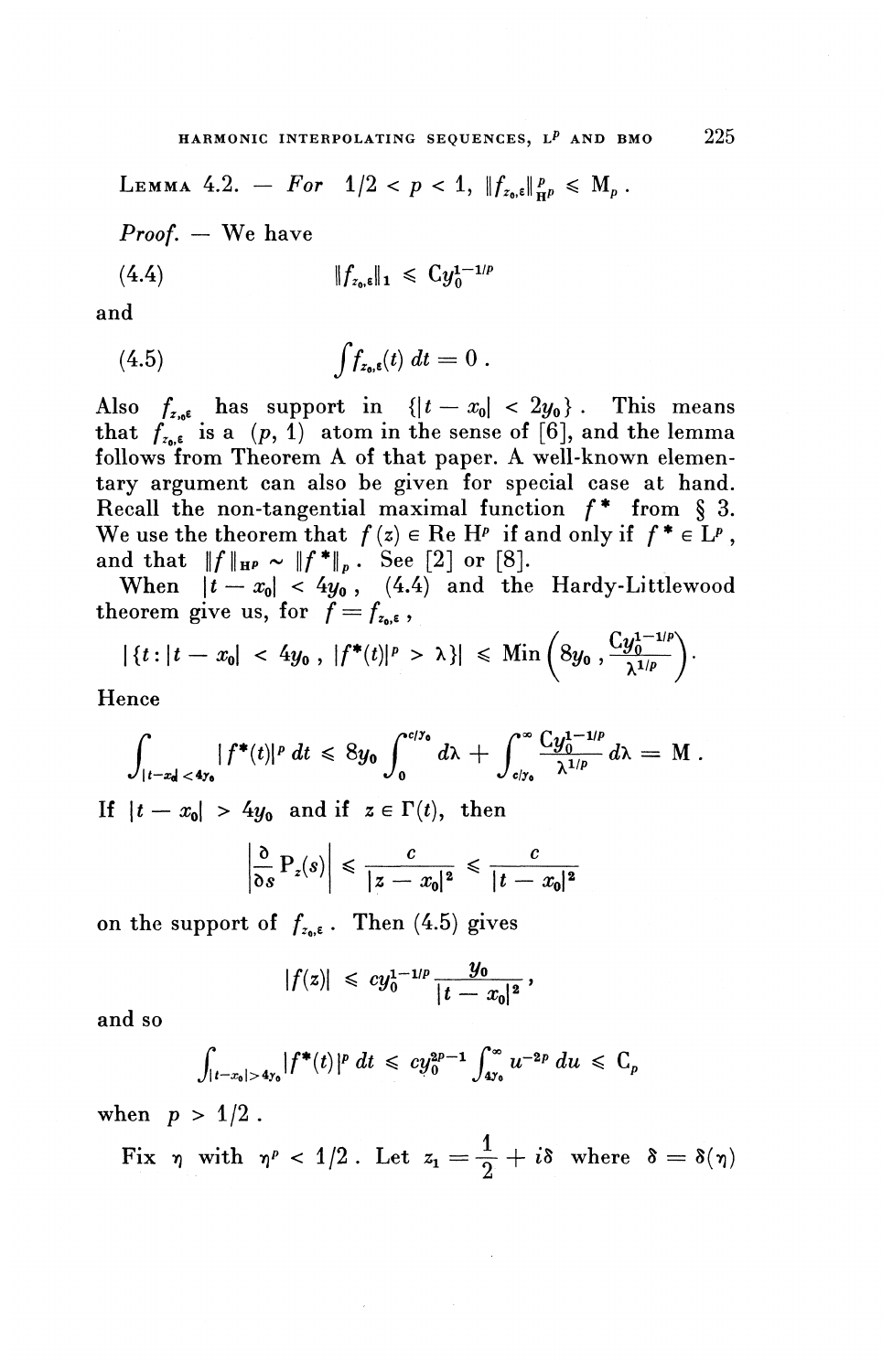**Lemma 4.2.** — *For* $1/2 < p < 1$, $\|f_{z_0,\varepsilon}\|_{H^p}^p \leqslant M_p$.

*Proof.* — We have

$$\|f_{z_0,\varepsilon}\|_1 \leqslant C y_0^{1-1/p} \tag{4.4}$$

and

$$\int f_{z_0,\varepsilon}(t)\, dt = 0 . \tag{4.5}$$

Also $f_{z_0\varepsilon}$ has support in $\{|t - x_0| < 2y_0\}$. This means that $f_{z_0,\varepsilon}$ is a $(p, 1)$ atom in the sense of [6], and the lemma follows from Theorem A of that paper. A well-known elementary argument can also be given for special case at hand. Recall the non-tangential maximal function $f^*$ from § 3. We use the theorem that $f(z) \in \operatorname{Re} H^p$ if and only if $f^* \in L^p$, and that $\|f\|_{H^p} \sim \|f^*\|_p$. See [2] or [8].

When $|t - x_0| < 4y_0$, (4.4) and the Hardy-Littlewood theorem give us, for $f = f_{z_0,\varepsilon}$,

$$|\{t : |t - x_0| < 4y_0 ,\ |f^*(t)|^p > \lambda\}| \leqslant \operatorname{Min}\left(8y_0 , \frac{Cy_0^{1-1/p}}{\lambda^{1/p}}\right).$$

Hence

$$\int_{|t-x_0|<4y_0} |f^*(t)|^p\, dt \leqslant 8y_0 \int_0^{c/y_0} d\lambda + \int_{c/y_0}^{\infty} \frac{Cy_0^{1-1/p}}{\lambda^{1/p}}\, d\lambda = M .$$

If $|t - x_0| > 4y_0$ and if $z \in \Gamma(t)$, then

$$\left|\frac{\partial}{\partial s} P_z(s)\right| \leqslant \frac{c}{|z - x_0|^2} \leqslant \frac{c}{|t - x_0|^2}$$

on the support of $f_{z_0,\varepsilon}$. Then (4.5) gives

$$|f(z)| \leqslant c y_0^{1-1/p} \frac{y_0}{|t - x_0|^2},$$

and so

$$\int_{|t-x_0|>4y_0} |f^*(t)|^p\, dt \leqslant c y_0^{2p-1} \int_{4y_0}^{\infty} u^{-2p}\, du \leqslant C_p$$

when $p > 1/2$.

Fix $\eta$ with $\eta^p < 1/2$. Let $z_1 = \dfrac{1}{2} + i\delta$ where $\delta = \delta(\eta)$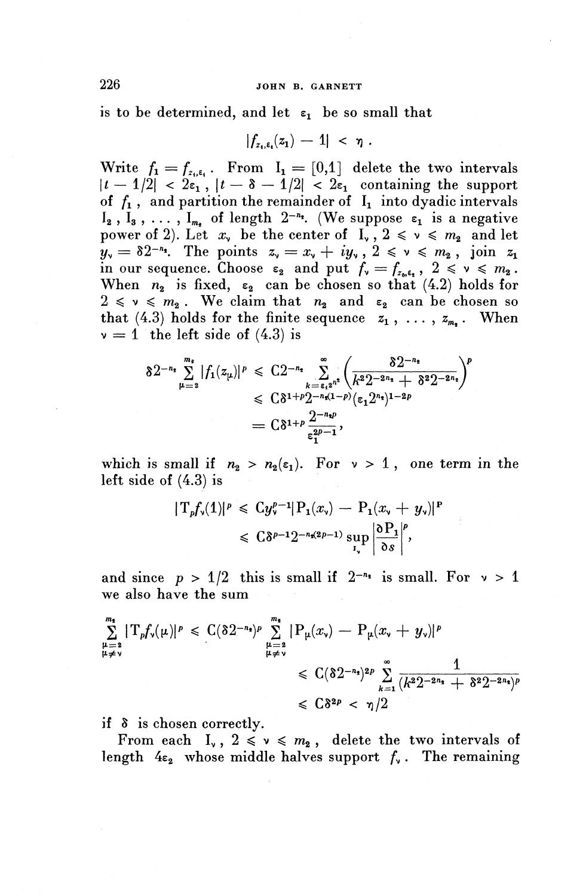is to be determined, and let $\varepsilon_1$ be so small that

$$|f_{z_1,\varepsilon_1}(z_1) - 1| < \eta .$$

Write $f_1 = f_{z_1,\varepsilon_1}$. From $I_1 = [0,1]$ delete the two intervals $|t - 1/2| < 2\varepsilon_1$, $|t - \delta - 1/2| < 2\varepsilon_1$ containing the support of $f_1$, and partition the remainder of $I_1$ into dyadic intervals $I_2, I_3, \ldots, I_{m_2}$ of length $2^{-n_2}$. (We suppose $\varepsilon_1$ is a negative power of 2). Let $x_\nu$ be the center of $I_\nu$, $2 \leqslant \nu \leqslant m_2$ and let $y_\nu = \delta 2^{-n_2}$. The points $z_\nu = x_\nu + iy_\nu$, $2 \leqslant \nu \leqslant m_2$, join $z_1$ in our sequence. Choose $\varepsilon_2$ and put $f_\nu = f_{z_\nu,\varepsilon_2}$, $2 \leqslant \nu \leqslant m_2$. When $n_2$ is fixed, $\varepsilon_2$ can be chosen so that (4.2) holds for $2 \leqslant \nu \leqslant m_2$. We claim that $n_2$ and $\varepsilon_2$ can be chosen so that (4.3) holds for the finite sequence $z_1, \ldots, z_{m_2}$. When $\nu = 1$ the left side of (4.3) is

$$\begin{aligned}
\delta 2^{-n_2} \sum_{\mu=2}^{m_2} |f_1(z_\mu)|^p &\leqslant C 2^{-n_2} \sum_{k=\varepsilon_1 2^{n_2}}^{\infty} \left( \frac{\delta 2^{-n_2}}{k^2 2^{-2n_2} + \delta^2 2^{-2n_2}} \right)^p \\
&\leqslant C \delta^{1+p} 2^{-n_2(1-p)} (\varepsilon_1 2^{n_2})^{1-2p} \\
&= C \delta^{1+p} \frac{2^{-n_2 p}}{\varepsilon_1^{2p-1}},
\end{aligned}$$

which is small if $n_2 > n_2(\varepsilon_1)$. For $\nu > 1$, one term in the left side of (4.3) is

$$\begin{aligned}
|T_p f_\nu(1)|^p &\leqslant C y_\nu^{p-1} |P_1(x_\nu) - P_1(x_\nu + y_\nu)|^p \\
&\leqslant C \delta^{p-1} 2^{-n_2(2p-1)} \sup_{I_\nu} \left| \frac{\partial P_1}{\partial s} \right|^p,
\end{aligned}$$

and since $p > 1/2$ this is small if $2^{-n_2}$ is small. For $\nu > 1$ we also have the sum

$$\begin{aligned}
\sum_{\substack{\mu=2 \\ \mu \neq \nu}}^{m_2} |T_p f_\nu(\mu)|^p &\leqslant C(\delta 2^{-n_2})^p \sum_{\substack{\mu=2 \\ \mu \neq \nu}}^{m_2} |P_\mu(x_\nu) - P_\mu(x_\nu + y_\nu)|^p \\
&\leqslant C(\delta 2^{-n_2})^{2p} \sum_{k=1}^{\infty} \frac{1}{(k^2 2^{-2n_2} + \delta^2 2^{-2n_2})^p} \\
&\leqslant C \delta^{2p} < \eta/2
\end{aligned}$$

if $\delta$ is chosen correctly.

From each $I_\nu$, $2 \leqslant \nu \leqslant m_2$, delete the two intervals of length $4\varepsilon_2$ whose middle halves support $f_\nu$. The remaining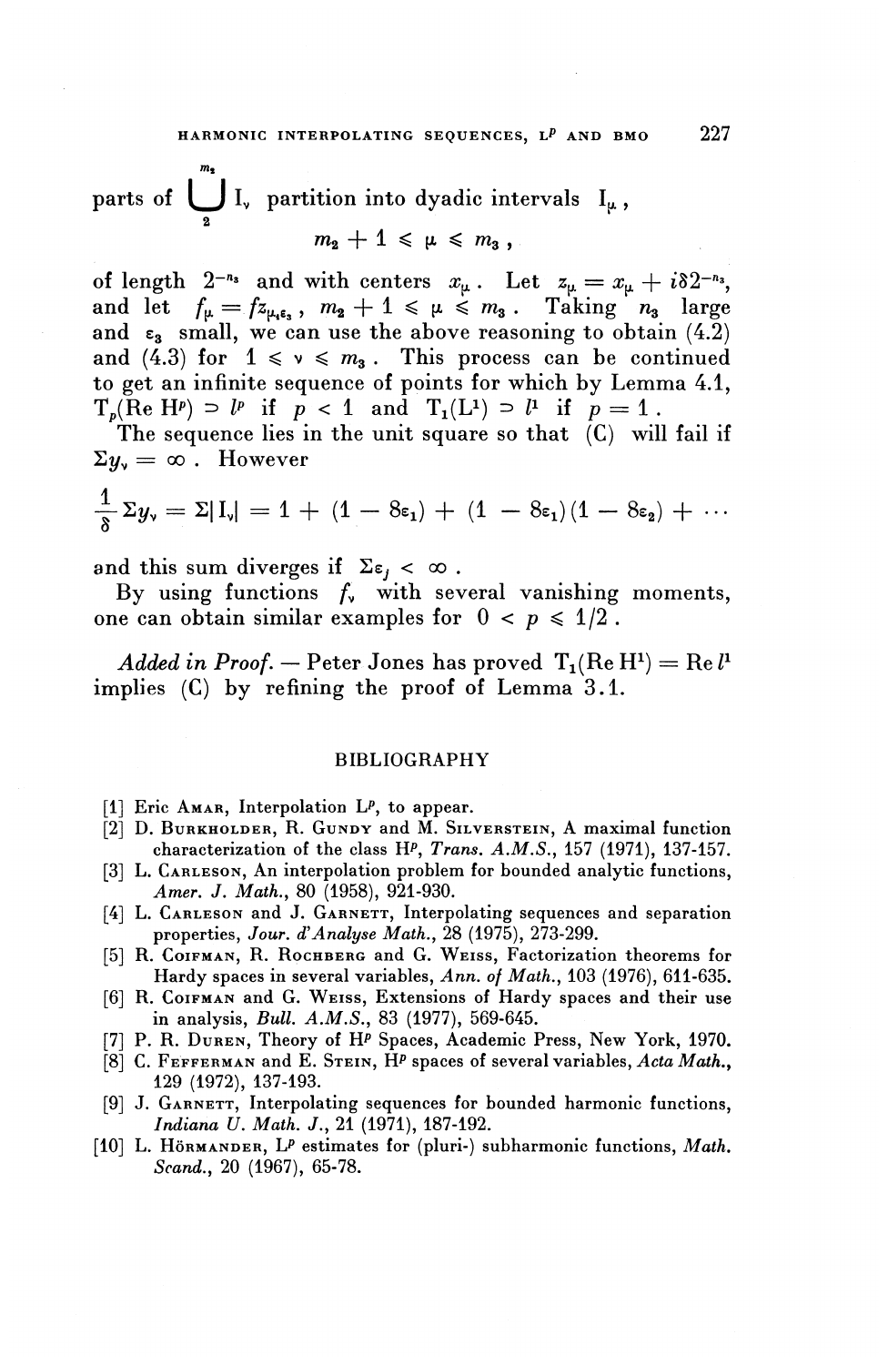parts of $\bigcup_{2}^{m_2} I_\nu$ partition into dyadic intervals $I_\mu$,

$$m_2 + 1 \leqslant \mu \leqslant m_3 ,$$

of length $2^{-n_3}$ and with centers $x_\mu$. Let $z_\mu = x_\mu + i\delta 2^{-n_3}$, and let $f_\mu = f z_{\mu,\varepsilon_3}$, $m_2 + 1 \leqslant \mu \leqslant m_3$. Taking $n_3$ large and $\varepsilon_3$ small, we can use the above reasoning to obtain (4.2) and (4.3) for $1 \leqslant \nu \leqslant m_3$. This process can be continued to get an infinite sequence of points for which by Lemma 4.1, $T_p(\mathrm{Re}\, H^p) \supset l^p$ if $p < 1$ and $T_1(L^1) \supset l^1$ if $p = 1$.

The sequence lies in the unit square so that (C) will fail if $\Sigma y_\nu = \infty$. However

$$\frac{1}{\delta} \Sigma y_\nu = \Sigma |I_\nu| = 1 + (1 - 8\varepsilon_1) + (1 - 8\varepsilon_1)(1 - 8\varepsilon_2) + \cdots$$

and this sum diverges if $\Sigma \varepsilon_j < \infty$.

By using functions $f_\nu$ with several vanishing moments, one can obtain similar examples for $0 < p \leqslant 1/2$.

*Added in Proof.* — Peter Jones has proved $T_1(\mathrm{Re}\, H^1) = \mathrm{Re}\, l^1$ implies (C) by refining the proof of Lemma 3.1.

## BIBLIOGRAPHY

[1] Eric AMAR, Interpolation $L^p$, to appear.

[2] D. BURKHOLDER, R. GUNDY and M. SILVERSTEIN, A maximal function characterization of the class $H^p$, *Trans. A.M.S.*, 157 (1971), 137-157.

[3] L. CARLESON, An interpolation problem for bounded analytic functions, *Amer. J. Math.*, 80 (1958), 921-930.

[4] L. CARLESON and J. GARNETT, Interpolating sequences and separation properties, *Jour. d'Analyse Math.*, 28 (1975), 273-299.

[5] R. COIFMAN, R. ROCHBERG and G. WEISS, Factorization theorems for Hardy spaces in several variables, *Ann. of Math.*, 103 (1976), 611-635.

[6] R. COIFMAN and G. WEISS, Extensions of Hardy spaces and their use in analysis, *Bull. A.M.S.*, 83 (1977), 569-645.

[7] P. R. DUREN, Theory of $H^p$ Spaces, Academic Press, New York, 1970.

[8] C. FEFFERMAN and E. STEIN, $H^p$ spaces of several variables, *Acta Math.*, 129 (1972), 137-193.

[9] J. GARNETT, Interpolating sequences for bounded harmonic functions, *Indiana U. Math. J.*, 21 (1971), 187-192.

[10] L. HÖRMANDER, $L^p$ estimates for (pluri-) subharmonic functions, *Math. Scand.*, 20 (1967), 65-78.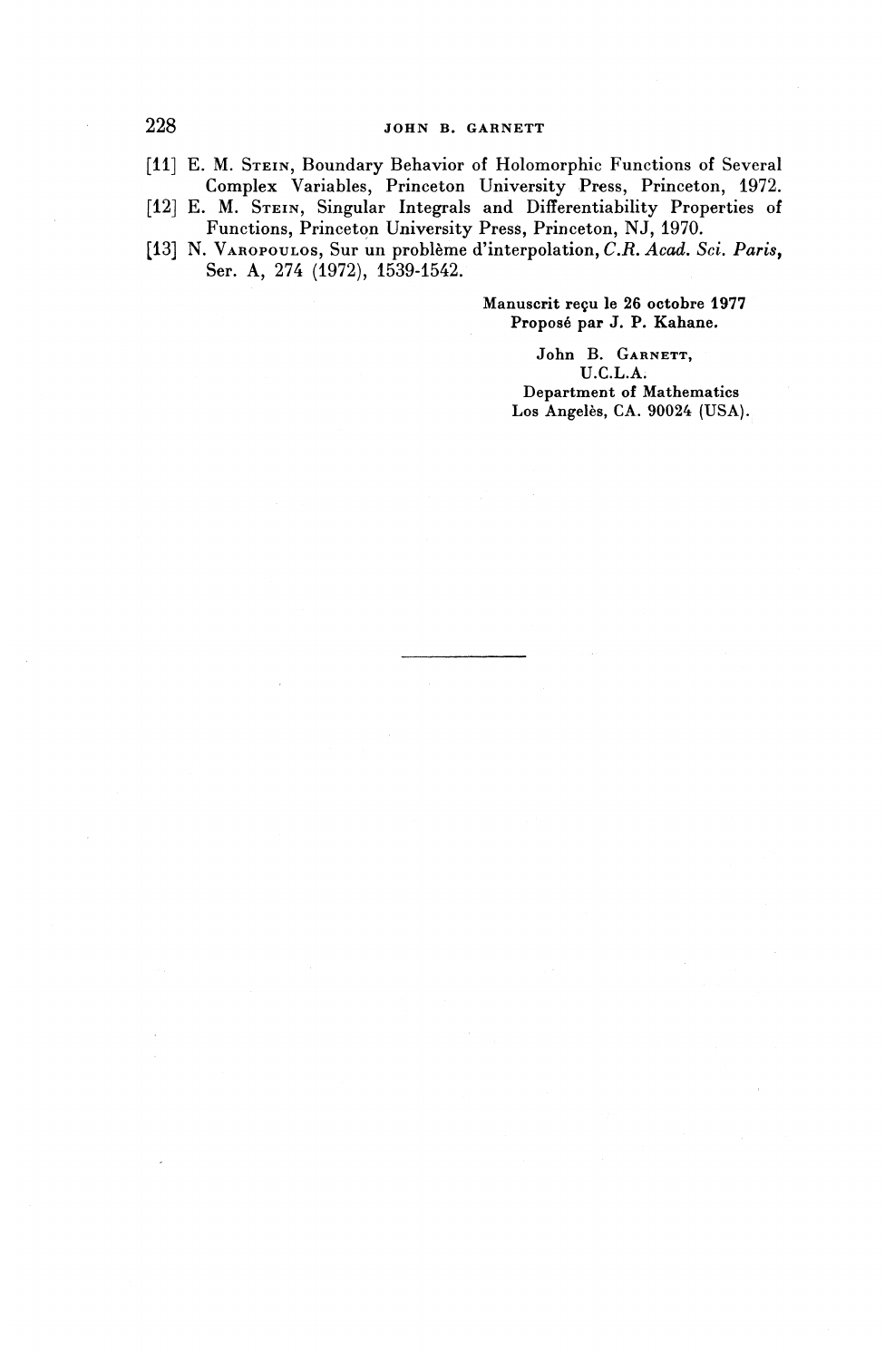[11] E. M. Stein, Boundary Behavior of Holomorphic Functions of Several Complex Variables, Princeton University Press, Princeton, 1972.

[12] E. M. Stein, Singular Integrals and Differentiability Properties of Functions, Princeton University Press, Princeton, NJ, 1970.

[13] N. Varopoulos, Sur un problème d'interpolation, *C.R. Acad. Sci. Paris*, Ser. A, 274 (1972), 1539-1542.

**Manuscrit reçu le 26 octobre 1977**
**Proposé par J. P. Kahane.**

John B. Garnett,
U.C.L.A.
Department of Mathematics
Los Angelès, CA. 90024 (USA).